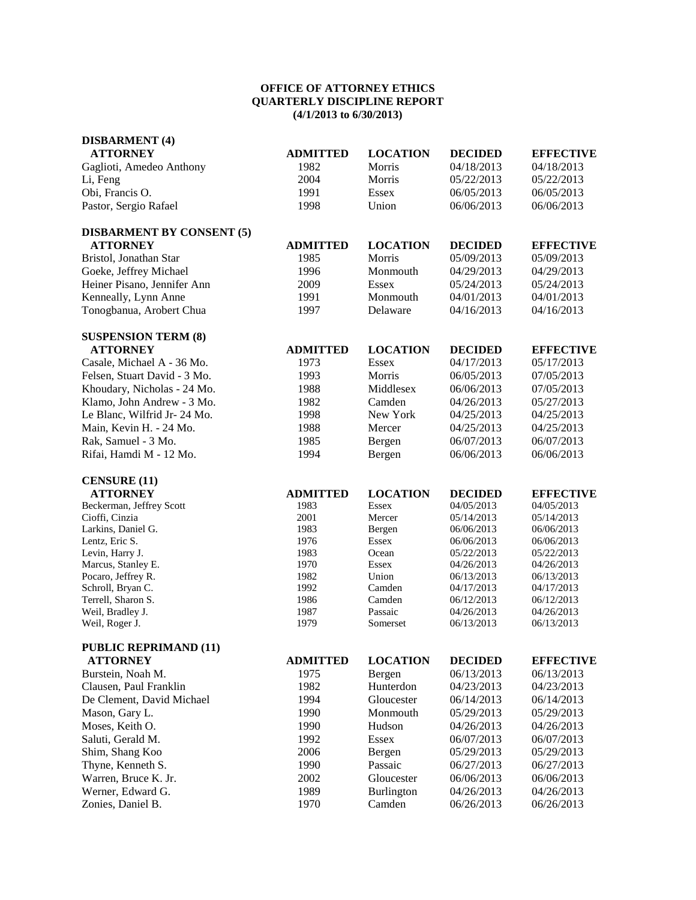**OFFICE OF ATTORNEY ETHICS**
**QUARTERLY DISCIPLINE REPORT**
**(4/1/2013 to 6/30/2013)**

**DISBARMENT (4)**

| ATTORNEY | ADMITTED | LOCATION | DECIDED | EFFECTIVE |
|---|---|---|---|---|
| Gaglioti, Amedeo Anthony | 1982 | Morris | 04/18/2013 | 04/18/2013 |
| Li, Feng | 2004 | Morris | 05/22/2013 | 05/22/2013 |
| Obi, Francis O. | 1991 | Essex | 06/05/2013 | 06/05/2013 |
| Pastor, Sergio Rafael | 1998 | Union | 06/06/2013 | 06/06/2013 |

**DISBARMENT BY CONSENT (5)**

| ATTORNEY | ADMITTED | LOCATION | DECIDED | EFFECTIVE |
|---|---|---|---|---|
| Bristol, Jonathan Star | 1985 | Morris | 05/09/2013 | 05/09/2013 |
| Goeke, Jeffrey Michael | 1996 | Monmouth | 04/29/2013 | 04/29/2013 |
| Heiner Pisano, Jennifer Ann | 2009 | Essex | 05/24/2013 | 05/24/2013 |
| Kenneally, Lynn Anne | 1991 | Monmouth | 04/01/2013 | 04/01/2013 |
| Tonogbanua, Arobert Chua | 1997 | Delaware | 04/16/2013 | 04/16/2013 |

**SUSPENSION TERM (8)**

| ATTORNEY | ADMITTED | LOCATION | DECIDED | EFFECTIVE |
|---|---|---|---|---|
| Casale, Michael A - 36 Mo. | 1973 | Essex | 04/17/2013 | 05/17/2013 |
| Felsen, Stuart David - 3 Mo. | 1993 | Morris | 06/05/2013 | 07/05/2013 |
| Khoudary, Nicholas - 24 Mo. | 1988 | Middlesex | 06/06/2013 | 07/05/2013 |
| Klamo, John Andrew - 3 Mo. | 1982 | Camden | 04/26/2013 | 05/27/2013 |
| Le Blanc, Wilfrid Jr- 24 Mo. | 1998 | New York | 04/25/2013 | 04/25/2013 |
| Main, Kevin H. - 24 Mo. | 1988 | Mercer | 04/25/2013 | 04/25/2013 |
| Rak, Samuel - 3 Mo. | 1985 | Bergen | 06/07/2013 | 06/07/2013 |
| Rifai, Hamdi M - 12 Mo. | 1994 | Bergen | 06/06/2013 | 06/06/2013 |

**CENSURE (11)**

| ATTORNEY | ADMITTED | LOCATION | DECIDED | EFFECTIVE |
|---|---|---|---|---|
| Beckerman, Jeffrey Scott | 1983 | Essex | 04/05/2013 | 04/05/2013 |
| Cioffi, Cinzia | 2001 | Mercer | 05/14/2013 | 05/14/2013 |
| Larkins, Daniel G. | 1983 | Bergen | 06/06/2013 | 06/06/2013 |
| Lentz, Eric S. | 1976 | Essex | 06/06/2013 | 06/06/2013 |
| Levin, Harry J. | 1983 | Ocean | 05/22/2013 | 05/22/2013 |
| Marcus, Stanley E. | 1970 | Essex | 04/26/2013 | 04/26/2013 |
| Pocaro, Jeffrey R. | 1982 | Union | 06/13/2013 | 06/13/2013 |
| Schroll, Bryan C. | 1992 | Camden | 04/17/2013 | 04/17/2013 |
| Terrell, Sharon S. | 1986 | Camden | 06/12/2013 | 06/12/2013 |
| Weil, Bradley J. | 1987 | Passaic | 04/26/2013 | 04/26/2013 |
| Weil, Roger J. | 1979 | Somerset | 06/13/2013 | 06/13/2013 |

**PUBLIC REPRIMAND (11)**

| ATTORNEY | ADMITTED | LOCATION | DECIDED | EFFECTIVE |
|---|---|---|---|---|
| Burstein, Noah M. | 1975 | Bergen | 06/13/2013 | 06/13/2013 |
| Clausen, Paul Franklin | 1982 | Hunterdon | 04/23/2013 | 04/23/2013 |
| De Clement, David Michael | 1994 | Gloucester | 06/14/2013 | 06/14/2013 |
| Mason, Gary L. | 1990 | Monmouth | 05/29/2013 | 05/29/2013 |
| Moses, Keith O. | 1990 | Hudson | 04/26/2013 | 04/26/2013 |
| Saluti, Gerald M. | 1992 | Essex | 06/07/2013 | 06/07/2013 |
| Shim, Shang Koo | 2006 | Bergen | 05/29/2013 | 05/29/2013 |
| Thyne, Kenneth S. | 1990 | Passaic | 06/27/2013 | 06/27/2013 |
| Warren, Bruce K. Jr. | 2002 | Gloucester | 06/06/2013 | 06/06/2013 |
| Werner, Edward G. | 1989 | Burlington | 04/26/2013 | 04/26/2013 |
| Zonies, Daniel B. | 1970 | Camden | 06/26/2013 | 06/26/2013 |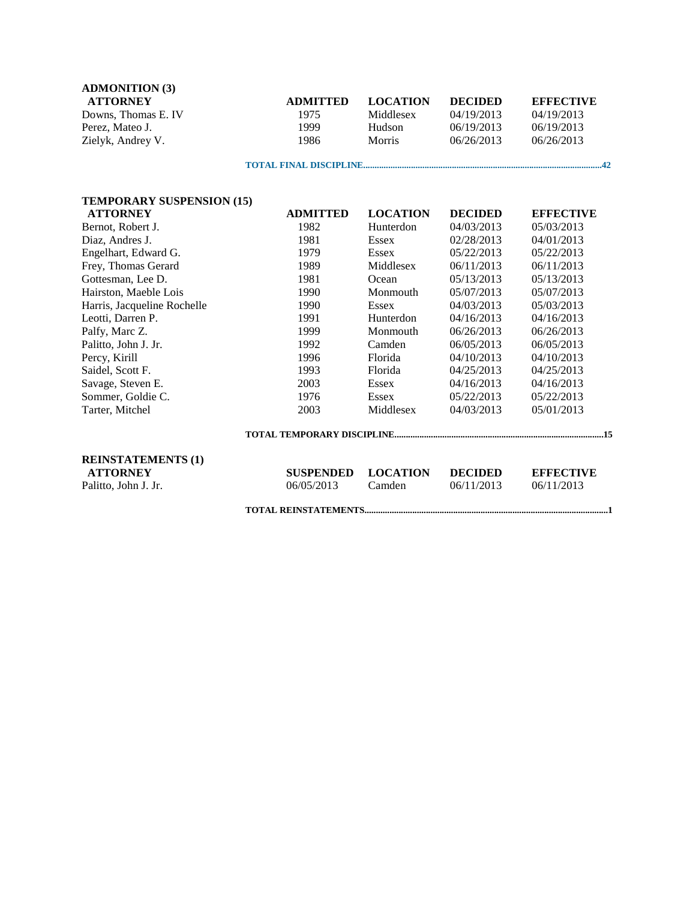**ADMONITION (3)**

| ATTORNEY | ADMITTED | LOCATION | DECIDED | EFFECTIVE |
|---|---|---|---|---|
| Downs, Thomas E. IV | 1975 | Middlesex | 04/19/2013 | 04/19/2013 |
| Perez, Mateo J. | 1999 | Hudson | 06/19/2013 | 06/19/2013 |
| Zielyk, Andrey V. | 1986 | Morris | 06/26/2013 | 06/26/2013 |

**TOTAL FINAL DISCIPLINE.......................................................................................................42**

**TEMPORARY SUSPENSION (15)**

| ATTORNEY | ADMITTED | LOCATION | DECIDED | EFFECTIVE |
|---|---|---|---|---|
| Bernot, Robert J. | 1982 | Hunterdon | 04/03/2013 | 05/03/2013 |
| Diaz, Andres J. | 1981 | Essex | 02/28/2013 | 04/01/2013 |
| Engelhart, Edward G. | 1979 | Essex | 05/22/2013 | 05/22/2013 |
| Frey, Thomas Gerard | 1989 | Middlesex | 06/11/2013 | 06/11/2013 |
| Gottesman, Lee D. | 1981 | Ocean | 05/13/2013 | 05/13/2013 |
| Hairston, Maeble Lois | 1990 | Monmouth | 05/07/2013 | 05/07/2013 |
| Harris, Jacqueline Rochelle | 1990 | Essex | 04/03/2013 | 05/03/2013 |
| Leotti, Darren P. | 1991 | Hunterdon | 04/16/2013 | 04/16/2013 |
| Palfy, Marc Z. | 1999 | Monmouth | 06/26/2013 | 06/26/2013 |
| Palitto, John J. Jr. | 1992 | Camden | 06/05/2013 | 06/05/2013 |
| Percy, Kirill | 1996 | Florida | 04/10/2013 | 04/10/2013 |
| Saidel, Scott F. | 1993 | Florida | 04/25/2013 | 04/25/2013 |
| Savage, Steven E. | 2003 | Essex | 04/16/2013 | 04/16/2013 |
| Sommer, Goldie C. | 1976 | Essex | 05/22/2013 | 05/22/2013 |
| Tarter, Mitchel | 2003 | Middlesex | 04/03/2013 | 05/01/2013 |

**TOTAL TEMPORARY DISCIPLINE..........................................................................................15**

**REINSTATEMENTS (1)**

| ATTORNEY | SUSPENDED | LOCATION | DECIDED | EFFECTIVE |
|---|---|---|---|---|
| Palitto, John J. Jr. | 06/05/2013 | Camden | 06/11/2013 | 06/11/2013 |

**TOTAL REINSTATEMENTS.........................................................................................................1**